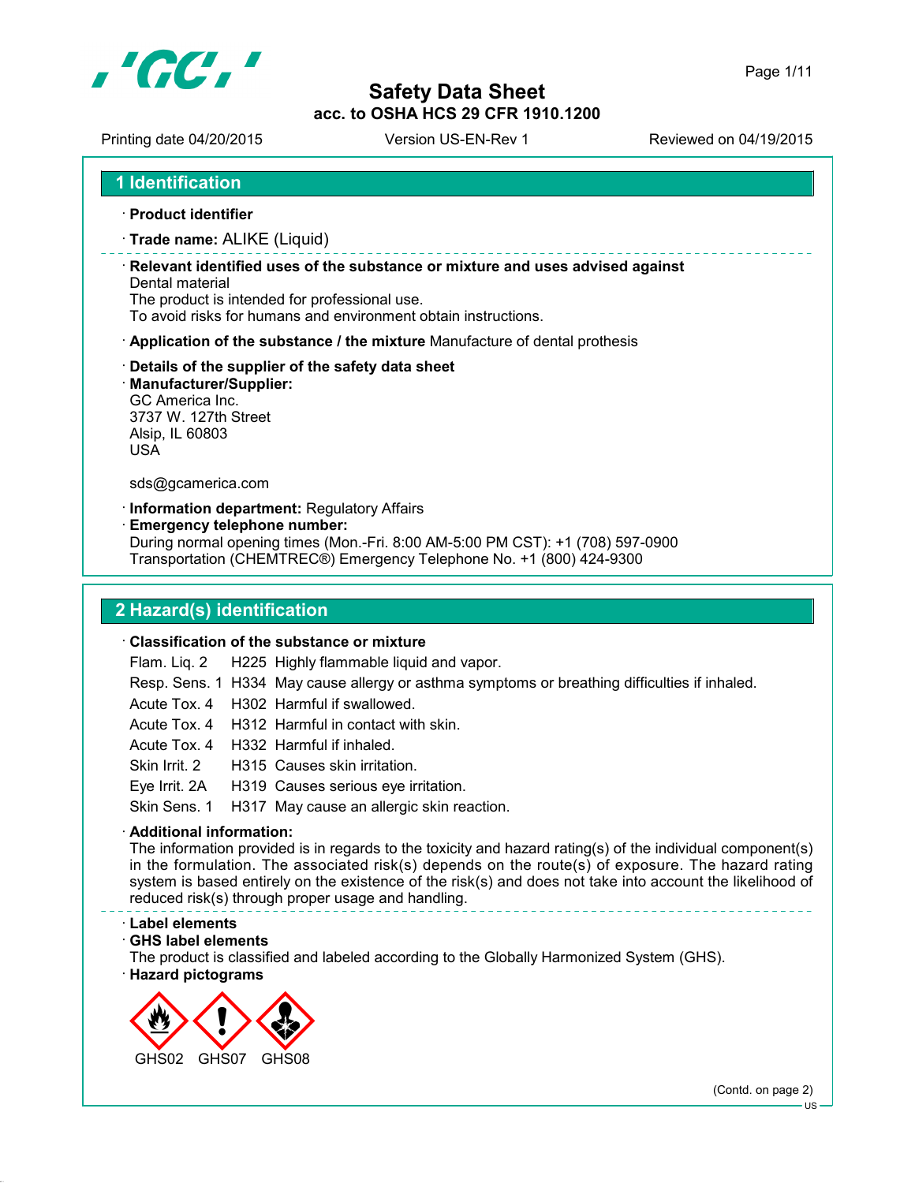# Safety Data Sheet

**acc. to OSHA HCS 29 CFR 1910.1200**

Printing date 04/20/2015 | Version US-EN-Rev 1 | Reviewed on 04/19/2015

## 1 Identification

· **Product identifier**

· **Trade name:** ALIKE (Liquid)

· **Relevant identified uses of the substance or mixture and uses advised against**
Dental material
The product is intended for professional use.
To avoid risks for humans and environment obtain instructions.

· **Application of the substance / the mixture** Manufacture of dental prosthesis

· **Details of the supplier of the safety data sheet**

· **Manufacturer/Supplier:**
GC America Inc.
3737 W. 127th Street
Alsip, IL 60803
USA

sds@gcamerica.com

· **Information department:** Regulatory Affairs

· **Emergency telephone number:**
During normal opening times (Mon.-Fri. 8:00 AM-5:00 PM CST): +1 (708) 597-0900
Transportation (CHEMTREC®) Emergency Telephone No. +1 (800) 424-9300

## 2 Hazard(s) identification

· **Classification of the substance or mixture**

| | | |
|---|---|---|
| Flam. Liq. 2 | H225 | Highly flammable liquid and vapor. |
| Resp. Sens. 1 | H334 | May cause allergy or asthma symptoms or breathing difficulties if inhaled. |
| Acute Tox. 4 | H302 | Harmful if swallowed. |
| Acute Tox. 4 | H312 | Harmful in contact with skin. |
| Acute Tox. 4 | H332 | Harmful if inhaled. |
| Skin Irrit. 2 | H315 | Causes skin irritation. |
| Eye Irrit. 2A | H319 | Causes serious eye irritation. |
| Skin Sens. 1 | H317 | May cause an allergic skin reaction. |

· **Additional information:**
The information provided is in regards to the toxicity and hazard rating(s) of the individual component(s) in the formulation. The associated risk(s) depends on the route(s) of exposure. The hazard rating system is based entirely on the existence of the risk(s) and does not take into account the likelihood of reduced risk(s) through proper usage and handling.

· **Label elements**

· **GHS label elements**
The product is classified and labeled according to the Globally Harmonized System (GHS).

· **Hazard pictograms**

GHS02 GHS07 GHS08

(Contd. on page 2)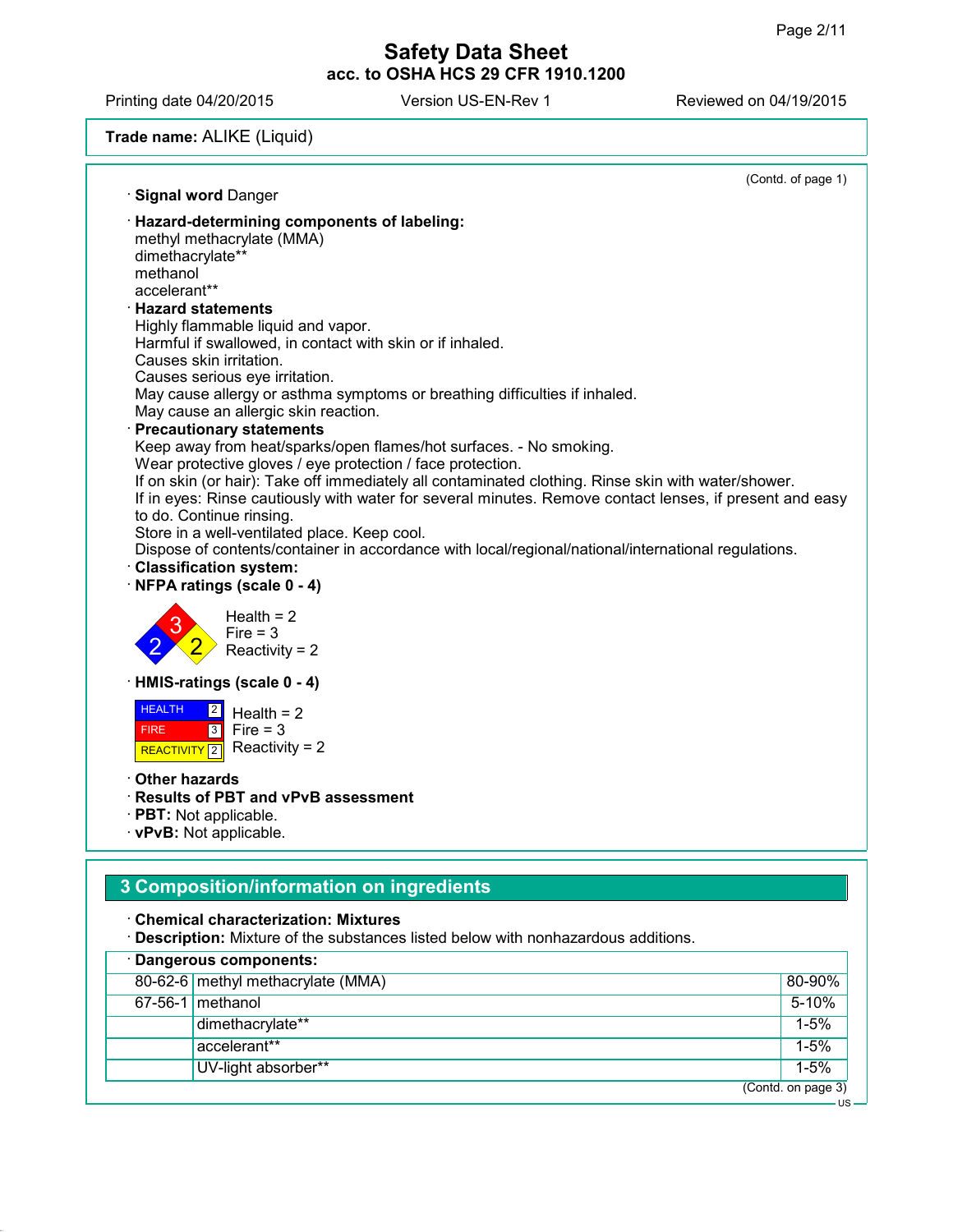**Trade name:** ALIKE (Liquid)

(Contd. of page 1)

· **Signal word** Danger

· **Hazard-determining components of labeling:**
methyl methacrylate (MMA)
dimethacrylate**
methanol
accelerant**

· **Hazard statements**
Highly flammable liquid and vapor.
Harmful if swallowed, in contact with skin or if inhaled.
Causes skin irritation.
Causes serious eye irritation.
May cause allergy or asthma symptoms or breathing difficulties if inhaled.
May cause an allergic skin reaction.

· **Precautionary statements**
Keep away from heat/sparks/open flames/hot surfaces. - No smoking.
Wear protective gloves / eye protection / face protection.
If on skin (or hair): Take off immediately all contaminated clothing. Rinse skin with water/shower.
If in eyes: Rinse cautiously with water for several minutes. Remove contact lenses, if present and easy to do. Continue rinsing.
Store in a well-ventilated place. Keep cool.
Dispose of contents/container in accordance with local/regional/national/international regulations.

· **Classification system:**

· **NFPA ratings (scale 0 - 4)**

Health = 2
Fire = 3
Reactivity = 2

· **HMIS-ratings (scale 0 - 4)**

| | | |
|---|---|---|
| HEALTH | 2 | Health = 2 |
| FIRE | 3 | Fire = 3 |
| REACTIVITY | 2 | Reactivity = 2 |

· **Other hazards**

· **Results of PBT and vPvB assessment**

· **PBT:** Not applicable.

· **vPvB:** Not applicable.

## 3 Composition/information on ingredients

· **Chemical characterization: Mixtures**

· **Description:** Mixture of the substances listed below with nonhazardous additions.

· **Dangerous components:**

| | | |
|---|---|---|
| 80-62-6 | methyl methacrylate (MMA) | 80-90% |
| 67-56-1 | methanol | 5-10% |
| | dimethacrylate** | 1-5% |
| | accelerant** | 1-5% |
| | UV-light absorber** | 1-5% |

(Contd. on page 3)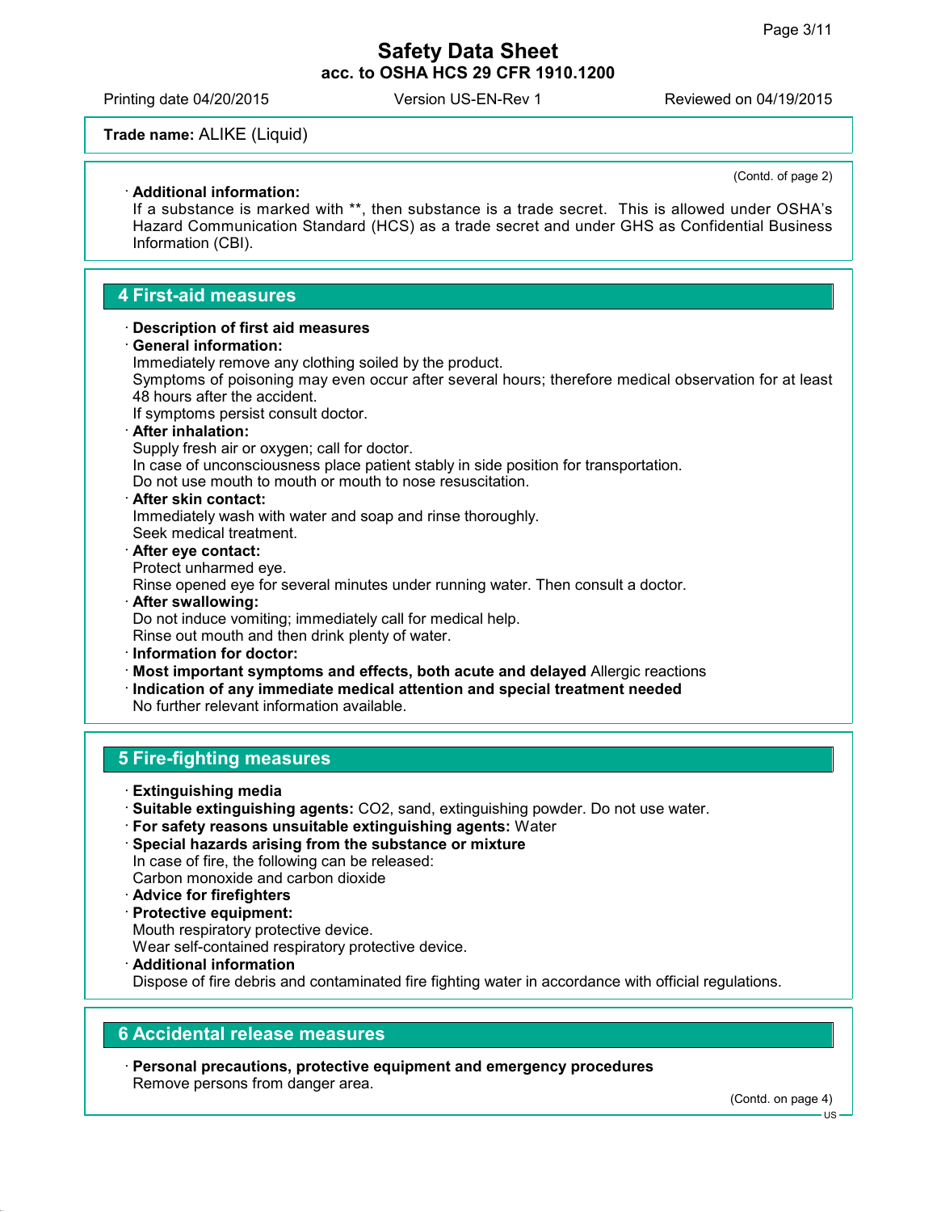**Trade name:** ALIKE (Liquid)

(Contd. of page 2)

· **Additional information:**
If a substance is marked with **, then substance is a trade secret. This is allowed under OSHA's Hazard Communication Standard (HCS) as a trade secret and under GHS as Confidential Business Information (CBI).

## 4 First-aid measures

· **Description of first aid measures**
· **General information:**
Immediately remove any clothing soiled by the product.
Symptoms of poisoning may even occur after several hours; therefore medical observation for at least 48 hours after the accident.
If symptoms persist consult doctor.
· **After inhalation:**
Supply fresh air or oxygen; call for doctor.
In case of unconsciousness place patient stably in side position for transportation.
Do not use mouth to mouth or mouth to nose resuscitation.
· **After skin contact:**
Immediately wash with water and soap and rinse thoroughly.
Seek medical treatment.
· **After eye contact:**
Protect unharmed eye.
Rinse opened eye for several minutes under running water. Then consult a doctor.
· **After swallowing:**
Do not induce vomiting; immediately call for medical help.
Rinse out mouth and then drink plenty of water.
· **Information for doctor:**
· **Most important symptoms and effects, both acute and delayed** Allergic reactions
· **Indication of any immediate medical attention and special treatment needed**
No further relevant information available.

## 5 Fire-fighting measures

· **Extinguishing media**
· **Suitable extinguishing agents:** $CO_2$, sand, extinguishing powder. Do not use water.
· **For safety reasons unsuitable extinguishing agents:** Water
· **Special hazards arising from the substance or mixture**
In case of fire, the following can be released:
Carbon monoxide and carbon dioxide
· **Advice for firefighters**
· **Protective equipment:**
Mouth respiratory protective device.
Wear self-contained respiratory protective device.
· **Additional information**
Dispose of fire debris and contaminated fire fighting water in accordance with official regulations.

## 6 Accidental release measures

· **Personal precautions, protective equipment and emergency procedures**
Remove persons from danger area.

(Contd. on page 4)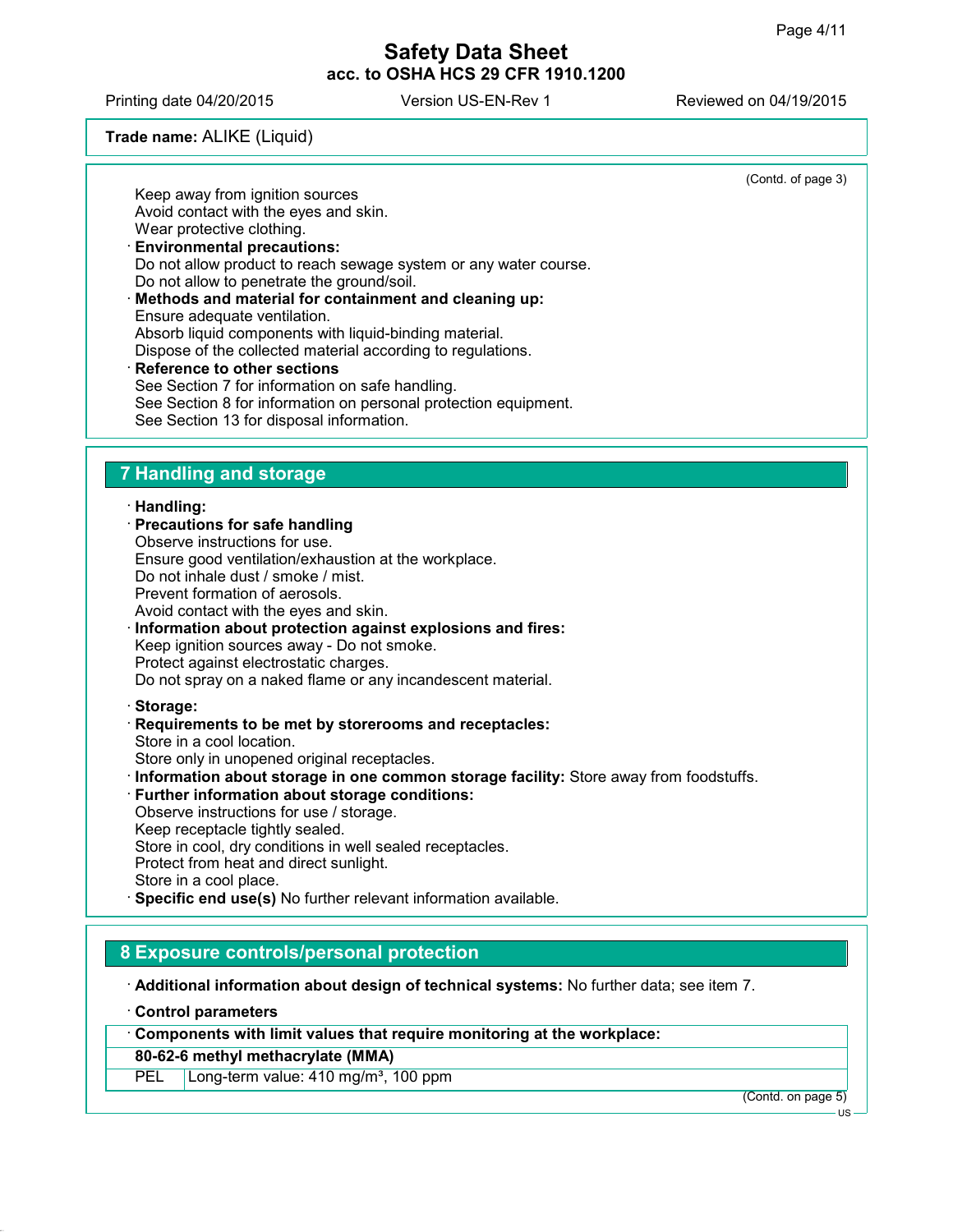**Trade name:** ALIKE (Liquid)

(Contd. of page 3)

Keep away from ignition sources
Avoid contact with the eyes and skin.
Wear protective clothing.

· **Environmental precautions:**
Do not allow product to reach sewage system or any water course.
Do not allow to penetrate the ground/soil.

· **Methods and material for containment and cleaning up:**
Ensure adequate ventilation.
Absorb liquid components with liquid-binding material.
Dispose of the collected material according to regulations.

· **Reference to other sections**
See Section 7 for information on safe handling.
See Section 8 for information on personal protection equipment.
See Section 13 for disposal information.

## 7 Handling and storage

· **Handling:**

· **Precautions for safe handling**
Observe instructions for use.
Ensure good ventilation/exhaustion at the workplace.
Do not inhale dust / smoke / mist.
Prevent formation of aerosols.
Avoid contact with the eyes and skin.

· **Information about protection against explosions and fires:**
Keep ignition sources away - Do not smoke.
Protect against electrostatic charges.
Do not spray on a naked flame or any incandescent material.

· **Storage:**

· **Requirements to be met by storerooms and receptacles:**
Store in a cool location.
Store only in unopened original receptacles.

· **Information about storage in one common storage facility:** Store away from foodstuffs.

· **Further information about storage conditions:**
Observe instructions for use / storage.
Keep receptacle tightly sealed.
Store in cool, dry conditions in well sealed receptacles.
Protect from heat and direct sunlight.
Store in a cool place.

· **Specific end use(s)** No further relevant information available.

## 8 Exposure controls/personal protection

· **Additional information about design of technical systems:** No further data; see item 7.

· **Control parameters**

| · **Components with limit values that require monitoring at the workplace:** | |
|---|---|
| **80-62-6 methyl methacrylate (MMA)** | |
| PEL | Long-term value: 410 mg/m³, 100 ppm |

(Contd. on page 5)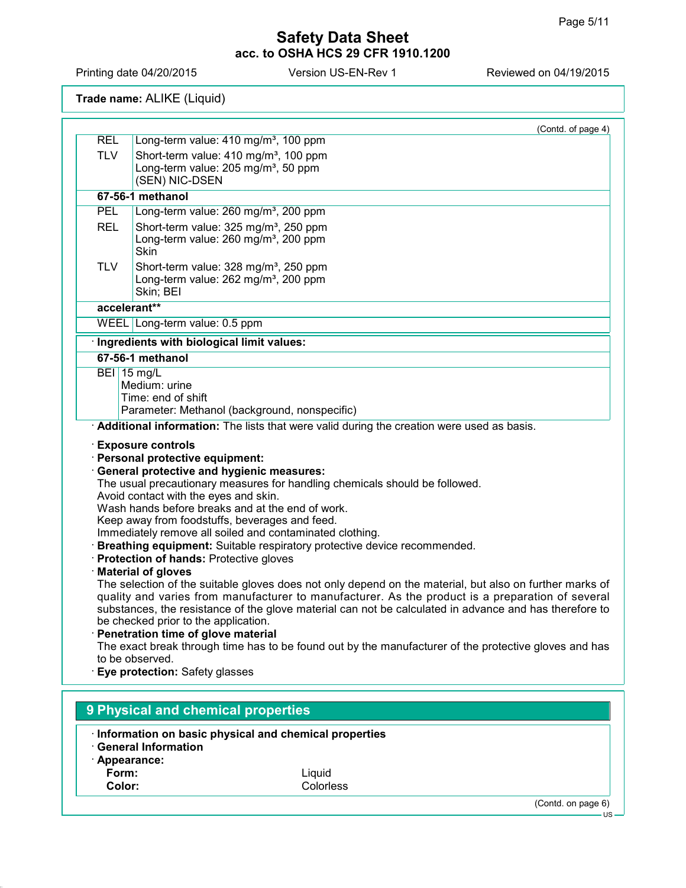(Contd. of page 4)

| | |
|---|---|
| REL | Long-term value: 410 mg/m³, 100 ppm |
| TLV | Short-term value: 410 mg/m³, 100 ppm<br>Long-term value: 205 mg/m³, 50 ppm<br>(SEN) NIC-DSEN |
| **67-56-1 methanol** | |
| PEL | Long-term value: 260 mg/m³, 200 ppm |
| REL | Short-term value: 325 mg/m³, 250 ppm<br>Long-term value: 260 mg/m³, 200 ppm<br>Skin |
| TLV | Short-term value: 328 mg/m³, 250 ppm<br>Long-term value: 262 mg/m³, 200 ppm<br>Skin; BEI |
| **accelerant**** | |
| WEEL | Long-term value: 0.5 ppm |

· **Ingredients with biological limit values:**

| | |
|---|---|
| **67-56-1 methanol** | |
| BEI | 15 mg/L<br>Medium: urine<br>Time: end of shift<br>Parameter: Methanol (background, nonspecific) |

· **Additional information:** The lists that were valid during the creation were used as basis.

· **Exposure controls**
· **Personal protective equipment:**
· **General protective and hygienic measures:**
The usual precautionary measures for handling chemicals should be followed.
Avoid contact with the eyes and skin.
Wash hands before breaks and at the end of work.
Keep away from foodstuffs, beverages and feed.
Immediately remove all soiled and contaminated clothing.
· **Breathing equipment:** Suitable respiratory protective device recommended.
· **Protection of hands:** Protective gloves
· **Material of gloves**
The selection of the suitable gloves does not only depend on the material, but also on further marks of quality and varies from manufacturer to manufacturer. As the product is a preparation of several substances, the resistance of the glove material can not be calculated in advance and has therefore to be checked prior to the application.
· **Penetration time of glove material**
The exact break through time has to be found out by the manufacturer of the protective gloves and has to be observed.
· **Eye protection:** Safety glasses

## 9 Physical and chemical properties

· **Information on basic physical and chemical properties**
· **General Information**
· **Appearance:**

| | |
|---|---|
| **Form:** | Liquid |
| **Color:** | Colorless |

(Contd. on page 6)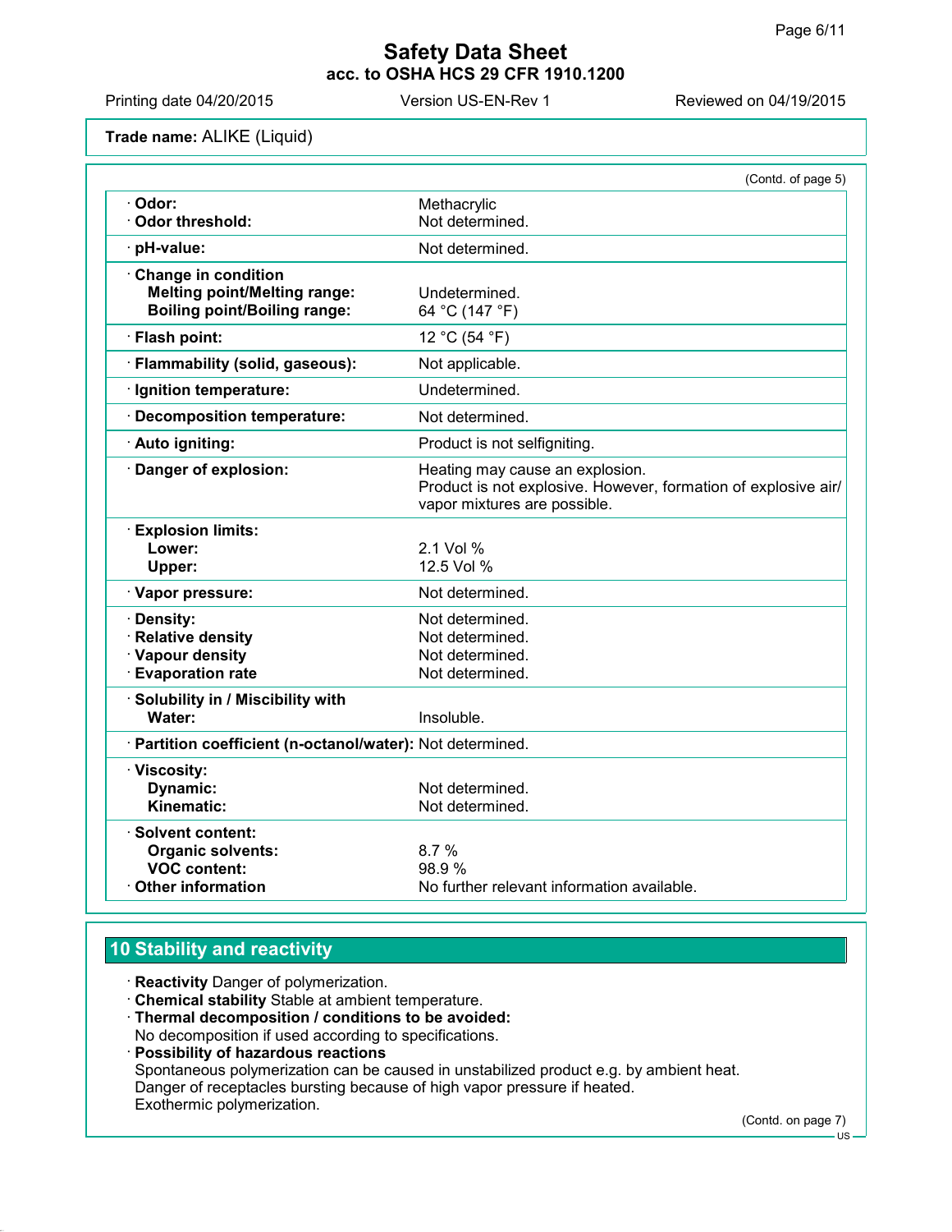Trade name: ALIKE (Liquid)

(Contd. of page 5)

| | |
|---|---|
| · **Odor:** | Methacrylic |
| · **Odor threshold:** | Not determined. |
| · **pH-value:** | Not determined. |
| · **Change in condition** | |
| **Melting point/Melting range:** | Undetermined. |
| **Boiling point/Boiling range:** | 64 °C (147 °F) |
| · **Flash point:** | 12 °C (54 °F) |
| · **Flammability (solid, gaseous):** | Not applicable. |
| · **Ignition temperature:** | Undetermined. |
| · **Decomposition temperature:** | Not determined. |
| · **Auto igniting:** | Product is not selfigniting. |
| · **Danger of explosion:** | Heating may cause an explosion. Product is not explosive. However, formation of explosive air/ vapor mixtures are possible. |
| · **Explosion limits:** | |
| **Lower:** | 2.1 Vol % |
| **Upper:** | 12.5 Vol % |
| · **Vapor pressure:** | Not determined. |
| · **Density:** | Not determined. |
| · **Relative density** | Not determined. |
| · **Vapour density** | Not determined. |
| · **Evaporation rate** | Not determined. |
| · **Solubility in / Miscibility with** | |
| **Water:** | Insoluble. |
| · **Partition coefficient (n-octanol/water):** | Not determined. |
| · **Viscosity:** | |
| **Dynamic:** | Not determined. |
| **Kinematic:** | Not determined. |
| · **Solvent content:** | |
| **Organic solvents:** | 8.7 % |
| **VOC content:** | 98.9 % |
| · **Other information** | No further relevant information available. |

## 10 Stability and reactivity

· **Reactivity** Danger of polymerization.
· **Chemical stability** Stable at ambient temperature.
· **Thermal decomposition / conditions to be avoided:**
No decomposition if used according to specifications.
· **Possibility of hazardous reactions**
Spontaneous polymerization can be caused in unstabilized product e.g. by ambient heat.
Danger of receptacles bursting because of high vapor pressure if heated.
Exothermic polymerization.

(Contd. on page 7)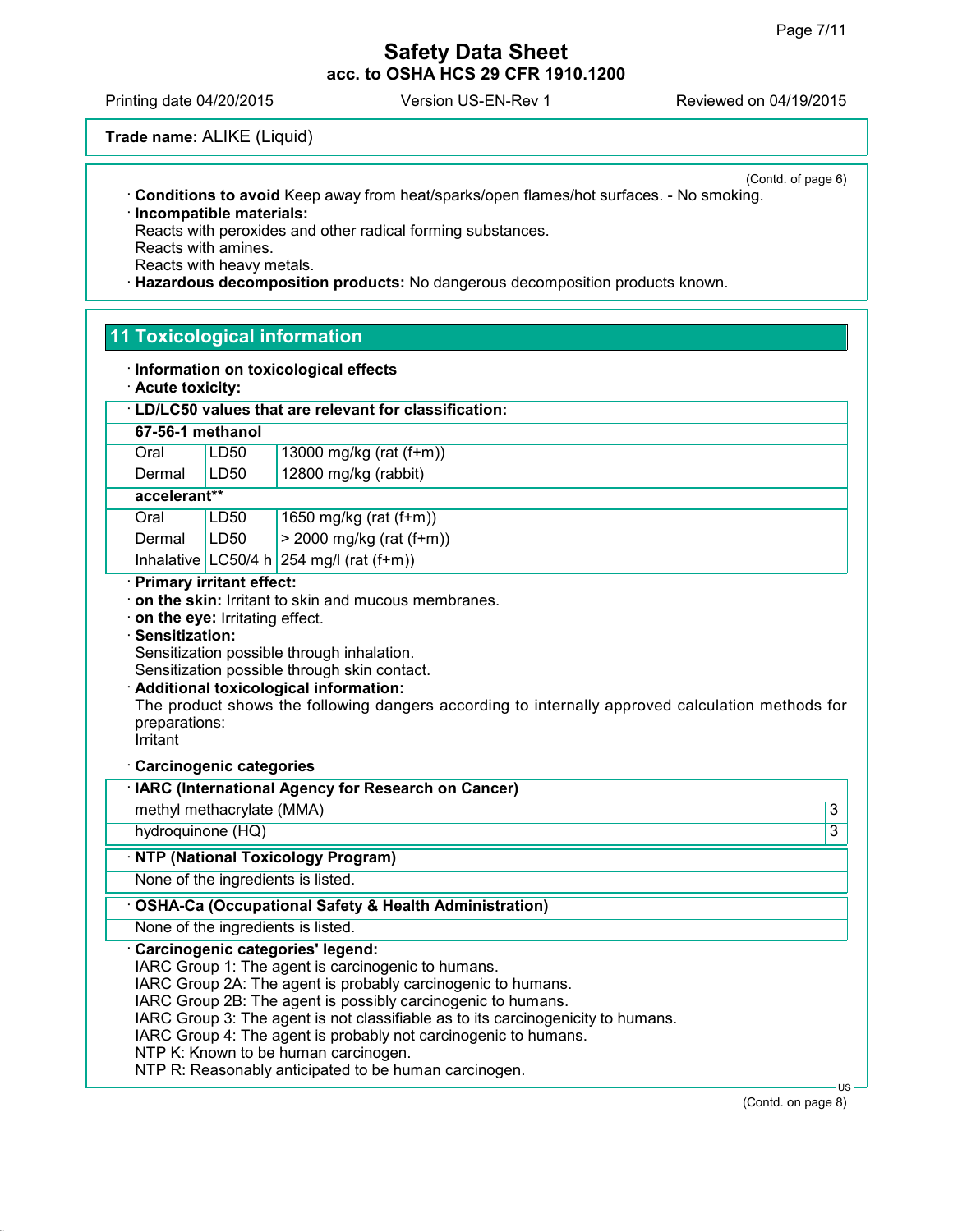**Trade name:** ALIKE (Liquid)

(Contd. of page 6)

· **Conditions to avoid** Keep away from heat/sparks/open flames/hot surfaces. - No smoking.
· **Incompatible materials:**
Reacts with peroxides and other radical forming substances.
Reacts with amines.
Reacts with heavy metals.
· **Hazardous decomposition products:** No dangerous decomposition products known.

## 11 Toxicological information

· **Information on toxicological effects**
· **Acute toxicity:**

| · **LD/LC50 values that are relevant for classification:** | | |
|---|---|---|
| **67-56-1 methanol** | | |
| Oral | LD50 | 13000 mg/kg (rat (f+m)) |
| Dermal | LD50 | 12800 mg/kg (rabbit) |
| **accelerant**** | | |
| Oral | LD50 | 1650 mg/kg (rat (f+m)) |
| Dermal | LD50 | > 2000 mg/kg (rat (f+m)) |
| Inhalative | LC50/4 h | 254 mg/l (rat (f+m)) |

· **Primary irritant effect:**
· **on the skin:** Irritant to skin and mucous membranes.
· **on the eye:** Irritating effect.
· **Sensitization:**
Sensitization possible through inhalation.
Sensitization possible through skin contact.
· **Additional toxicological information:**
The product shows the following dangers according to internally approved calculation methods for preparations:
Irritant

· **Carcinogenic categories**

| · **IARC (International Agency for Research on Cancer)** | |
|---|---|
| methyl methacrylate (MMA) | 3 |
| hydroquinone (HQ) | 3 |

| · **NTP (National Toxicology Program)** |
|---|
| None of the ingredients is listed. |

| · **OSHA-Ca (Occupational Safety & Health Administration)** |
|---|
| None of the ingredients is listed. |

· **Carcinogenic categories' legend:**
IARC Group 1: The agent is carcinogenic to humans.
IARC Group 2A: The agent is probably carcinogenic to humans.
IARC Group 2B: The agent is possibly carcinogenic to humans.
IARC Group 3: The agent is not classifiable as to its carcinogenicity to humans.
IARC Group 4: The agent is probably not carcinogenic to humans.
NTP K: Known to be human carcinogen.
NTP R: Reasonably anticipated to be human carcinogen.

(Contd. on page 8)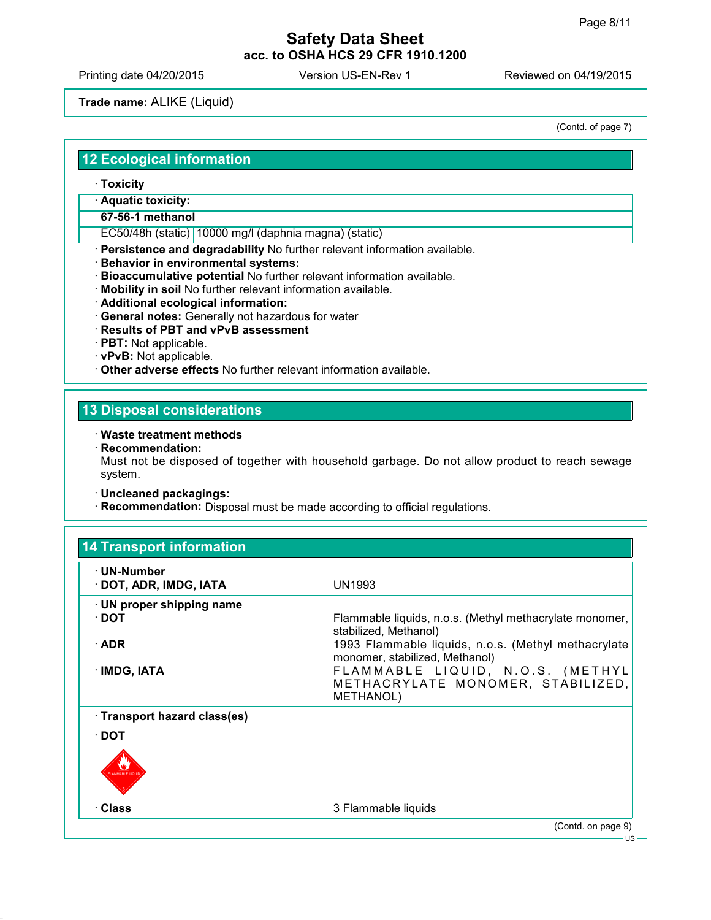Trade name: ALIKE (Liquid)

(Contd. of page 7)

## 12 Ecological information

· **Toxicity**

| · **Aquatic toxicity:** | |
|---|---|
| **67-56-1 methanol** | |
| EC50/48h (static) | 10000 mg/l (daphnia magna) (static) |

· **Persistence and degradability** No further relevant information available.
· **Behavior in environmental systems:**
· **Bioaccumulative potential** No further relevant information available.
· **Mobility in soil** No further relevant information available.
· **Additional ecological information:**
· **General notes:** Generally not hazardous for water
· **Results of PBT and vPvB assessment**
· **PBT:** Not applicable.
· **vPvB:** Not applicable.
· **Other adverse effects** No further relevant information available.

## 13 Disposal considerations

· **Waste treatment methods**
· **Recommendation:**
Must not be disposed of together with household garbage. Do not allow product to reach sewage system.

· **Uncleaned packagings:**
· **Recommendation:** Disposal must be made according to official regulations.

## 14 Transport information

| | |
|---|---|
| · **UN-Number** | |
| · **DOT, ADR, IMDG, IATA** | UN1993 |
| · **UN proper shipping name** | |
| · **DOT** | Flammable liquids, n.o.s. (Methyl methacrylate monomer, stabilized, Methanol) |
| · **ADR** | 1993 Flammable liquids, n.o.s. (Methyl methacrylate monomer, stabilized, Methanol) |
| · **IMDG, IATA** | FLAMMABLE LIQUID, N.O.S. (METHYL METHACRYLATE MONOMER, STABILIZED, METHANOL) |
| · **Transport hazard class(es)** | |
| · **DOT** | |
| · **Class** | 3 Flammable liquids |

(Contd. on page 9)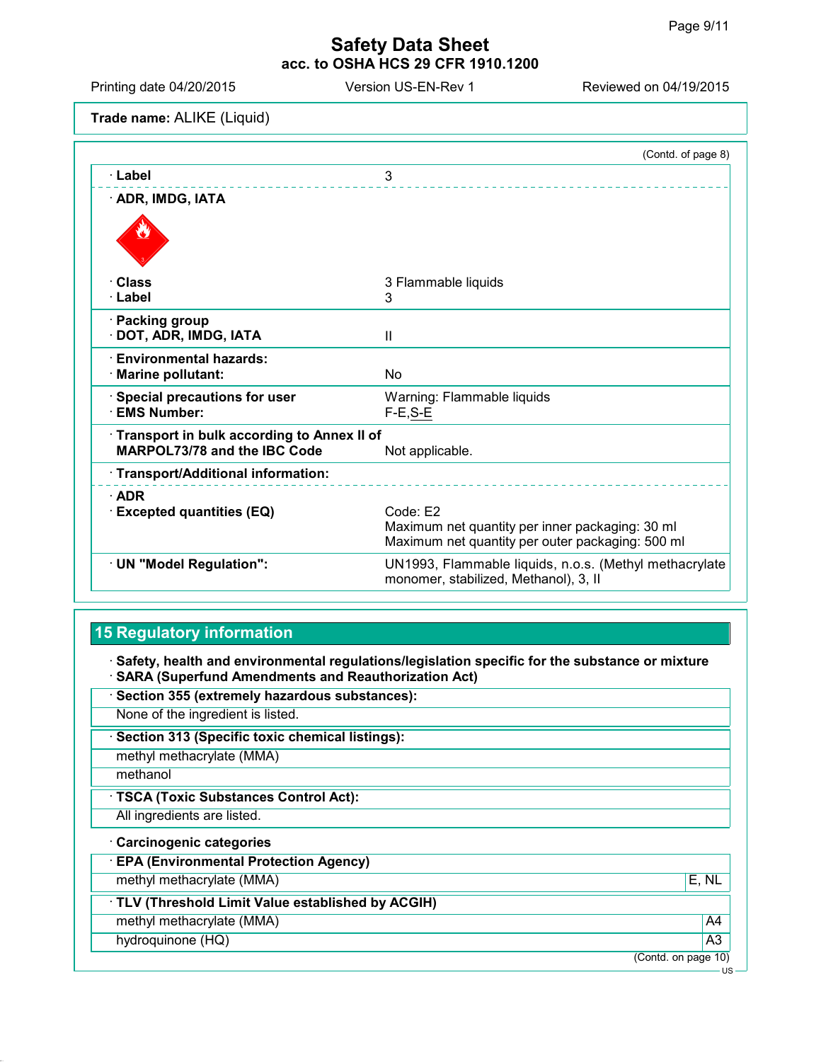**Trade name:** ALIKE (Liquid)

(Contd. of page 8)

| | |
|---|---|
| · **Label** | 3 |
| · **ADR, IMDG, IATA** | |
| · **Class** | 3 Flammable liquids |
| · **Label** | 3 |
| · **Packing group** | |
| · **DOT, ADR, IMDG, IATA** | II |
| · **Environmental hazards:** | |
| · **Marine pollutant:** | No |
| · **Special precautions for user** | Warning: Flammable liquids |
| · **EMS Number:** | F-E,S-E |
| · **Transport in bulk according to Annex II of MARPOL73/78 and the IBC Code** | Not applicable. |
| · **Transport/Additional information:** | |
| · **ADR** | |
| · **Excepted quantities (EQ)** | Code: E2<br>Maximum net quantity per inner packaging: 30 ml<br>Maximum net quantity per outer packaging: 500 ml |
| · **UN "Model Regulation":** | UN1993, Flammable liquids, n.o.s. (Methyl methacrylate monomer, stabilized, Methanol), 3, II |

## 15 Regulatory information

· **Safety, health and environmental regulations/legislation specific for the substance or mixture**
· **SARA (Superfund Amendments and Reauthorization Act)**

· **Section 355 (extremely hazardous substances):**

None of the ingredient is listed.

· **Section 313 (Specific toxic chemical listings):**

methyl methacrylate (MMA)
methanol

· **TSCA (Toxic Substances Control Act):**

All ingredients are listed.

· **Carcinogenic categories**

· **EPA (Environmental Protection Agency)**

| | |
|---|---|
| methyl methacrylate (MMA) | E, NL |

· **TLV (Threshold Limit Value established by ACGIH)**

| | |
|---|---|
| methyl methacrylate (MMA) | A4 |
| hydroquinone (HQ) | A3 |

(Contd. on page 10)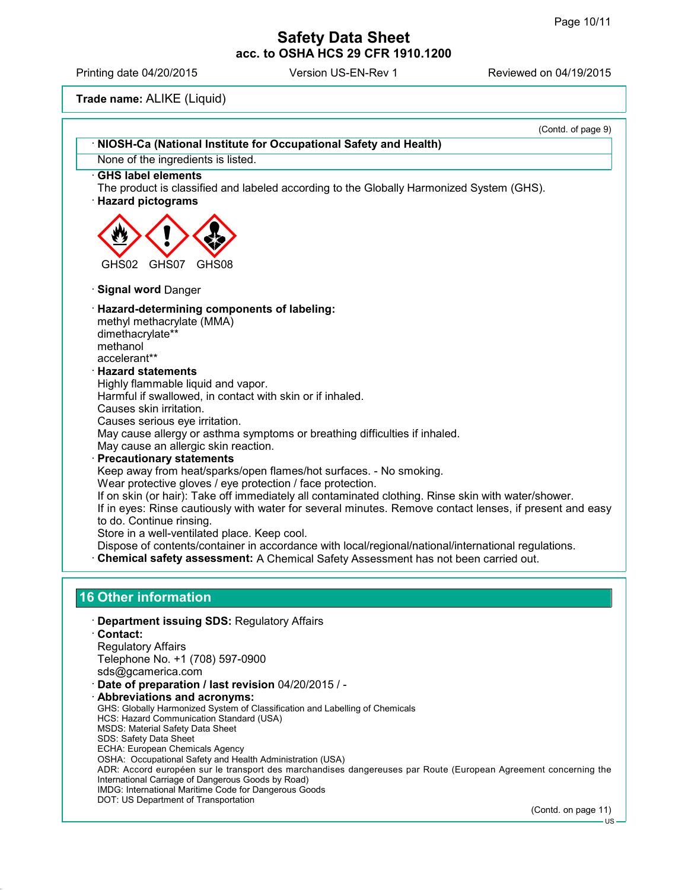Trade name: ALIKE (Liquid)

(Contd. of page 9)

· **NIOSH-Ca (National Institute for Occupational Safety and Health)**

None of the ingredients is listed.

· **GHS label elements**

The product is classified and labeled according to the Globally Harmonized System (GHS).

· **Hazard pictograms**

GHS02 GHS07 GHS08

· **Signal word** Danger

· **Hazard-determining components of labeling:**

methyl methacrylate (MMA)
dimethacrylate**
methanol
accelerant**

· **Hazard statements**

Highly flammable liquid and vapor.
Harmful if swallowed, in contact with skin or if inhaled.
Causes skin irritation.
Causes serious eye irritation.
May cause allergy or asthma symptoms or breathing difficulties if inhaled.
May cause an allergic skin reaction.

· **Precautionary statements**

Keep away from heat/sparks/open flames/hot surfaces. - No smoking.
Wear protective gloves / eye protection / face protection.
If on skin (or hair): Take off immediately all contaminated clothing. Rinse skin with water/shower.
If in eyes: Rinse cautiously with water for several minutes. Remove contact lenses, if present and easy to do. Continue rinsing.
Store in a well-ventilated place. Keep cool.
Dispose of contents/container in accordance with local/regional/national/international regulations.

· **Chemical safety assessment:** A Chemical Safety Assessment has not been carried out.

## 16 Other information

· **Department issuing SDS:** Regulatory Affairs

· **Contact:**

Regulatory Affairs
Telephone No. +1 (708) 597-0900
sds@gcamerica.com

· **Date of preparation / last revision** 04/20/2015 / -

· **Abbreviations and acronyms:**

GHS: Globally Harmonized System of Classification and Labelling of Chemicals
HCS: Hazard Communication Standard (USA)
MSDS: Material Safety Data Sheet
SDS: Safety Data Sheet
ECHA: European Chemicals Agency
OSHA: Occupational Safety and Health Administration (USA)
ADR: Accord européen sur le transport des marchandises dangereuses par Route (European Agreement concerning the International Carriage of Dangerous Goods by Road)
IMDG: International Maritime Code for Dangerous Goods
DOT: US Department of Transportation

(Contd. on page 11)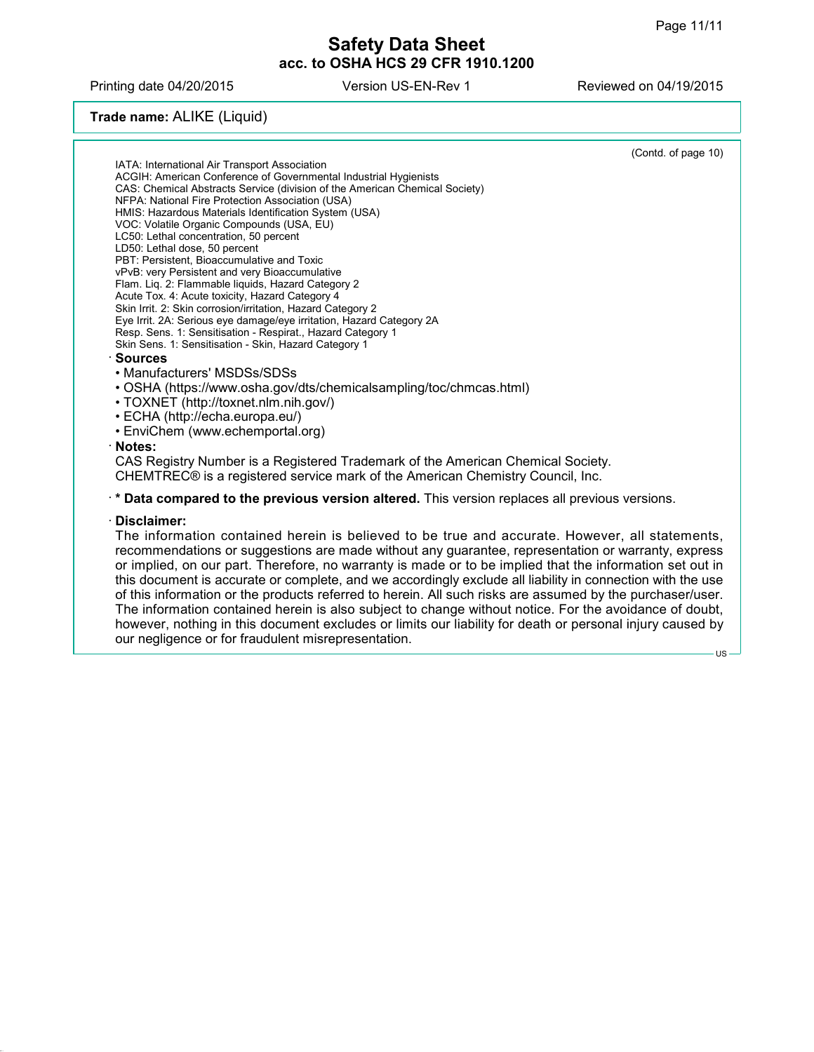(Contd. of page 10)

IATA: International Air Transport Association
ACGIH: American Conference of Governmental Industrial Hygienists
CAS: Chemical Abstracts Service (division of the American Chemical Society)
NFPA: National Fire Protection Association (USA)
HMIS: Hazardous Materials Identification System (USA)
VOC: Volatile Organic Compounds (USA, EU)
LC50: Lethal concentration, 50 percent
LD50: Lethal dose, 50 percent
PBT: Persistent, Bioaccumulative and Toxic
vPvB: very Persistent and very Bioaccumulative
Flam. Liq. 2: Flammable liquids, Hazard Category 2
Acute Tox. 4: Acute toxicity, Hazard Category 4
Skin Irrit. 2: Skin corrosion/irritation, Hazard Category 2
Eye Irrit. 2A: Serious eye damage/eye irritation, Hazard Category 2A
Resp. Sens. 1: Sensitisation - Respirat., Hazard Category 1
Skin Sens. 1: Sensitisation - Skin, Hazard Category 1

· **Sources**

- Manufacturers' MSDSs/SDSs
- OSHA (https://www.osha.gov/dts/chemicalsampling/toc/chmcas.html)
- TOXNET (http://toxnet.nlm.nih.gov/)
- ECHA (http://echa.europa.eu/)
- EnviChem (www.echemportal.org)

· **Notes:**

CAS Registry Number is a Registered Trademark of the American Chemical Society.
CHEMTREC® is a registered service mark of the American Chemistry Council, Inc.

· **\* Data compared to the previous version altered.** This version replaces all previous versions.

· **Disclaimer:**

The information contained herein is believed to be true and accurate. However, all statements, recommendations or suggestions are made without any guarantee, representation or warranty, express or implied, on our part. Therefore, no warranty is made or to be implied that the information set out in this document is accurate or complete, and we accordingly exclude all liability in connection with the use of this information or the products referred to herein. All such risks are assumed by the purchaser/user. The information contained herein is also subject to change without notice. For the avoidance of doubt, however, nothing in this document excludes or limits our liability for death or personal injury caused by our negligence or for fraudulent misrepresentation.